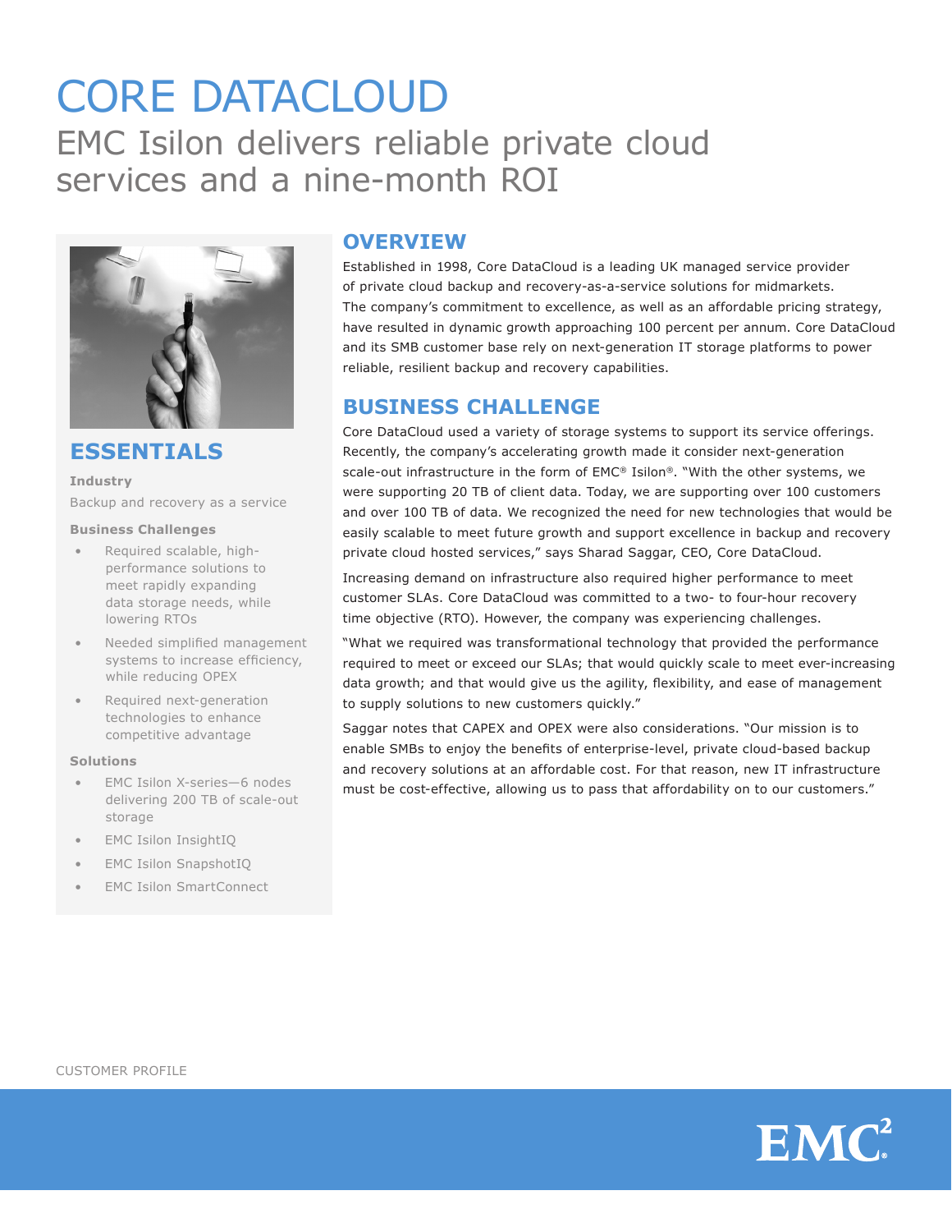# CORE DATACLOUD

## EMC Isilon delivers reliable private cloud services and a nine-month ROI

## ESSENTIALS

**Industry**

Backup and recovery as a service

**Business Challenges**

- Required scalable, high-performance solutions to meet rapidly expanding data storage needs, while lowering RTOs
- Needed simplified management systems to increase efficiency, while reducing OPEX
- Required next-generation technologies to enhance competitive advantage

**Solutions**

- EMC Isilon X-series—6 nodes delivering 200 TB of scale-out storage
- EMC Isilon InsightIQ
- EMC Isilon SnapshotIQ
- EMC Isilon SmartConnect

## OVERVIEW

Established in 1998, Core DataCloud is a leading UK managed service provider of private cloud backup and recovery-as-a-service solutions for midmarkets. The company's commitment to excellence, as well as an affordable pricing strategy, have resulted in dynamic growth approaching 100 percent per annum. Core DataCloud and its SMB customer base rely on next-generation IT storage platforms to power reliable, resilient backup and recovery capabilities.

## BUSINESS CHALLENGE

Core DataCloud used a variety of storage systems to support its service offerings. Recently, the company's accelerating growth made it consider next-generation scale-out infrastructure in the form of EMC® Isilon®. "With the other systems, we were supporting 20 TB of client data. Today, we are supporting over 100 customers and over 100 TB of data. We recognized the need for new technologies that would be easily scalable to meet future growth and support excellence in backup and recovery private cloud hosted services," says Sharad Saggar, CEO, Core DataCloud.

Increasing demand on infrastructure also required higher performance to meet customer SLAs. Core DataCloud was committed to a two- to four-hour recovery time objective (RTO). However, the company was experiencing challenges.

"What we required was transformational technology that provided the performance required to meet or exceed our SLAs; that would quickly scale to meet ever-increasing data growth; and that would give us the agility, flexibility, and ease of management to supply solutions to new customers quickly."

Saggar notes that CAPEX and OPEX were also considerations. "Our mission is to enable SMBs to enjoy the benefits of enterprise-level, private cloud-based backup and recovery solutions at an affordable cost. For that reason, new IT infrastructure must be cost-effective, allowing us to pass that affordability on to our customers."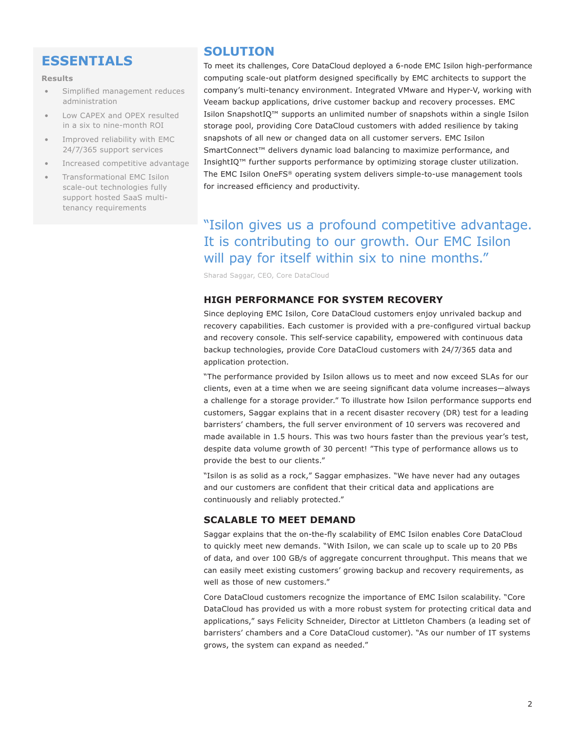## ESSENTIALS

**Results**

- Simplified management reduces administration
- Low CAPEX and OPEX resulted in a six to nine-month ROI
- Improved reliability with EMC 24/7/365 support services
- Increased competitive advantage
- Transformational EMC Isilon scale-out technologies fully support hosted SaaS multi-tenancy requirements

## SOLUTION

To meet its challenges, Core DataCloud deployed a 6-node EMC Isilon high-performance computing scale-out platform designed specifically by EMC architects to support the company's multi-tenancy environment. Integrated VMware and Hyper-V, working with Veeam backup applications, drive customer backup and recovery processes. EMC Isilon SnapshotIQ™ supports an unlimited number of snapshots within a single Isilon storage pool, providing Core DataCloud customers with added resilience by taking snapshots of all new or changed data on all customer servers. EMC Isilon SmartConnect™ delivers dynamic load balancing to maximize performance, and InsightIQ™ further supports performance by optimizing storage cluster utilization. The EMC Isilon OneFS® operating system delivers simple-to-use management tools for increased efficiency and productivity.

> "Isilon gives us a profound competitive advantage. It is contributing to our growth. Our EMC Isilon will pay for itself within six to nine months."
>
> Sharad Saggar, CEO, Core DataCloud

### HIGH PERFORMANCE FOR SYSTEM RECOVERY

Since deploying EMC Isilon, Core DataCloud customers enjoy unrivaled backup and recovery capabilities. Each customer is provided with a pre-configured virtual backup and recovery console. This self-service capability, empowered with continuous data backup technologies, provide Core DataCloud customers with 24/7/365 data and application protection.

"The performance provided by Isilon allows us to meet and now exceed SLAs for our clients, even at a time when we are seeing significant data volume increases—always a challenge for a storage provider." To illustrate how Isilon performance supports end customers, Saggar explains that in a recent disaster recovery (DR) test for a leading barristers' chambers, the full server environment of 10 servers was recovered and made available in 1.5 hours. This was two hours faster than the previous year's test, despite data volume growth of 30 percent! "This type of performance allows us to provide the best to our clients."

"Isilon is as solid as a rock," Saggar emphasizes. "We have never had any outages and our customers are confident that their critical data and applications are continuously and reliably protected."

### SCALABLE TO MEET DEMAND

Saggar explains that the on-the-fly scalability of EMC Isilon enables Core DataCloud to quickly meet new demands. "With Isilon, we can scale up to scale up to 20 PBs of data, and over 100 GB/s of aggregate concurrent throughput. This means that we can easily meet existing customers' growing backup and recovery requirements, as well as those of new customers."

Core DataCloud customers recognize the importance of EMC Isilon scalability. "Core DataCloud has provided us with a more robust system for protecting critical data and applications," says Felicity Schneider, Director at Littleton Chambers (a leading set of barristers' chambers and a Core DataCloud customer). "As our number of IT systems grows, the system can expand as needed."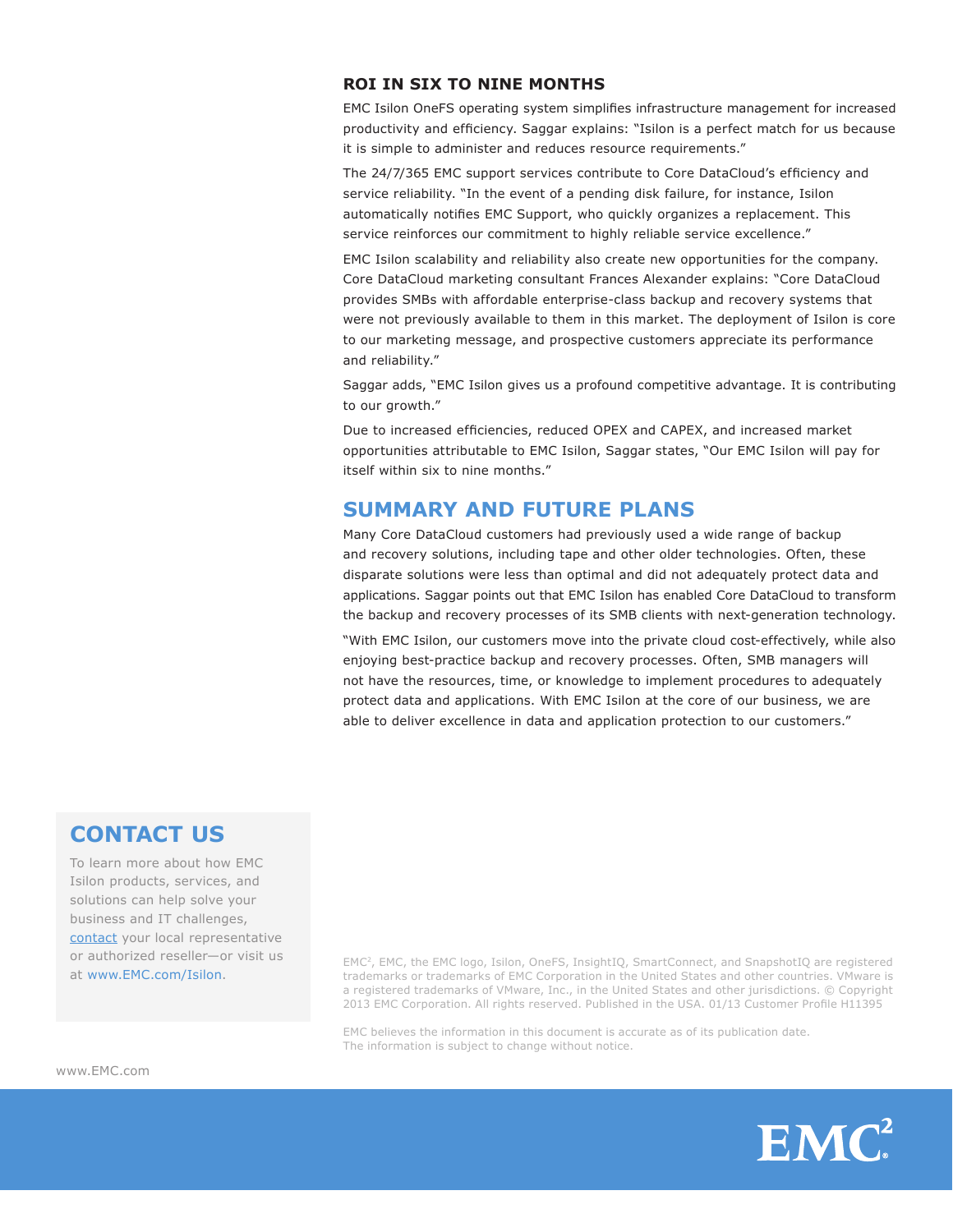## ROI IN SIX TO NINE MONTHS

EMC Isilon OneFS operating system simplifies infrastructure management for increased productivity and efficiency. Saggar explains: "Isilon is a perfect match for us because it is simple to administer and reduces resource requirements."

The 24/7/365 EMC support services contribute to Core DataCloud's efficiency and service reliability. "In the event of a pending disk failure, for instance, Isilon automatically notifies EMC Support, who quickly organizes a replacement. This service reinforces our commitment to highly reliable service excellence."

EMC Isilon scalability and reliability also create new opportunities for the company. Core DataCloud marketing consultant Frances Alexander explains: "Core DataCloud provides SMBs with affordable enterprise-class backup and recovery systems that were not previously available to them in this market. The deployment of Isilon is core to our marketing message, and prospective customers appreciate its performance and reliability."

Saggar adds, "EMC Isilon gives us a profound competitive advantage. It is contributing to our growth."

Due to increased efficiencies, reduced OPEX and CAPEX, and increased market opportunities attributable to EMC Isilon, Saggar states, "Our EMC Isilon will pay for itself within six to nine months."

## SUMMARY AND FUTURE PLANS

Many Core DataCloud customers had previously used a wide range of backup and recovery solutions, including tape and other older technologies. Often, these disparate solutions were less than optimal and did not adequately protect data and applications. Saggar points out that EMC Isilon has enabled Core DataCloud to transform the backup and recovery processes of its SMB clients with next-generation technology.

"With EMC Isilon, our customers move into the private cloud cost-effectively, while also enjoying best-practice backup and recovery processes. Often, SMB managers will not have the resources, time, or knowledge to implement procedures to adequately protect data and applications. With EMC Isilon at the core of our business, we are able to deliver excellence in data and application protection to our customers."

## CONTACT US

To learn more about how EMC Isilon products, services, and solutions can help solve your business and IT challenges, contact your local representative or authorized reseller—or visit us at www.EMC.com/Isilon.

EMC², EMC, the EMC logo, Isilon, OneFS, InsightIQ, SmartConnect, and SnapshotIQ are registered trademarks or trademarks of EMC Corporation in the United States and other countries. VMware is a registered trademarks of VMware, Inc., in the United States and other jurisdictions. © Copyright 2013 EMC Corporation. All rights reserved. Published in the USA. 01/13 Customer Profile H11395

EMC believes the information in this document is accurate as of its publication date. The information is subject to change without notice.

www.EMC.com

EMC²